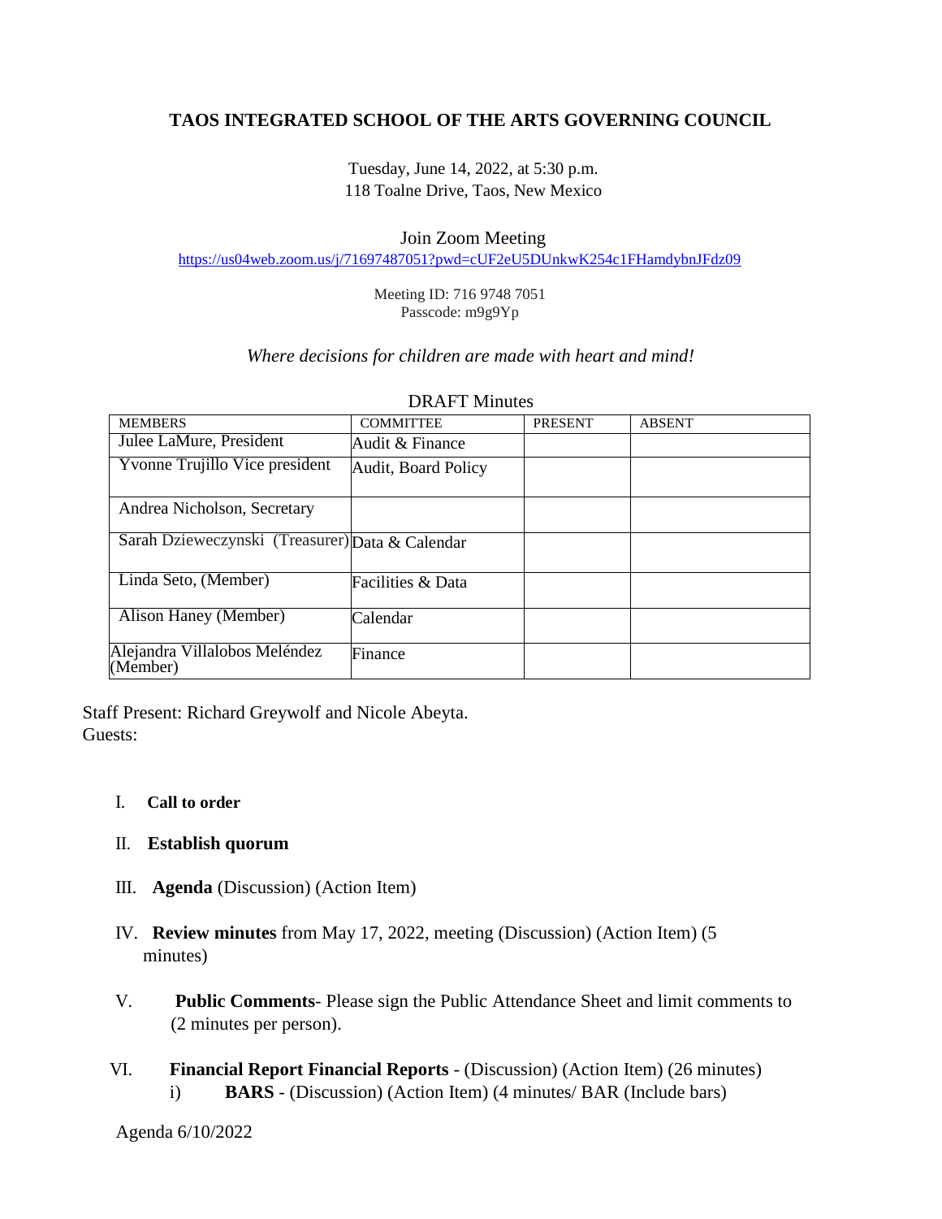# TAOS INTEGRATED SCHOOL OF THE ARTS GOVERNING COUNCIL

Tuesday, June 14, 2022, at 5:30 p.m.
118 Toalne Drive, Taos, New Mexico

Join Zoom Meeting
https://us04web.zoom.us/j/71697487051?pwd=cUF2eU5DUnkwK254c1FHamdybnJFdz09

Meeting ID: 716 9748 7051
Passcode: m9g9Yp

*Where decisions for children are made with heart and mind!*

DRAFT Minutes

| MEMBERS | COMMITTEE | PRESENT | ABSENT |
|---|---|---|---|
| Julee LaMure, President | Audit & Finance | | |
| Yvonne Trujillo Vice president | Audit, Board Policy | | |
| Andrea Nicholson, Secretary | | | |
| Sarah Dzieweczynski (Treasurer) | Data & Calendar | | |
| Linda Seto, (Member) | Facilities & Data | | |
| Alison Haney (Member) | Calendar | | |
| Alejandra Villalobos Meléndez (Member) | Finance | | |

Staff Present: Richard Greywolf and Nicole Abeyta.
Guests:

I. **Call to order**

II. **Establish quorum**

III. **Agenda** (Discussion) (Action Item)

IV. **Review minutes** from May 17, 2022, meeting (Discussion) (Action Item) (5 minutes)

V. **Public Comments**- Please sign the Public Attendance Sheet and limit comments to (2 minutes per person).

VI. **Financial Report Financial Reports** - (Discussion) (Action Item) (26 minutes)
   i) **BARS** - (Discussion) (Action Item) (4 minutes/ BAR (Include bars)

Agenda 6/10/2022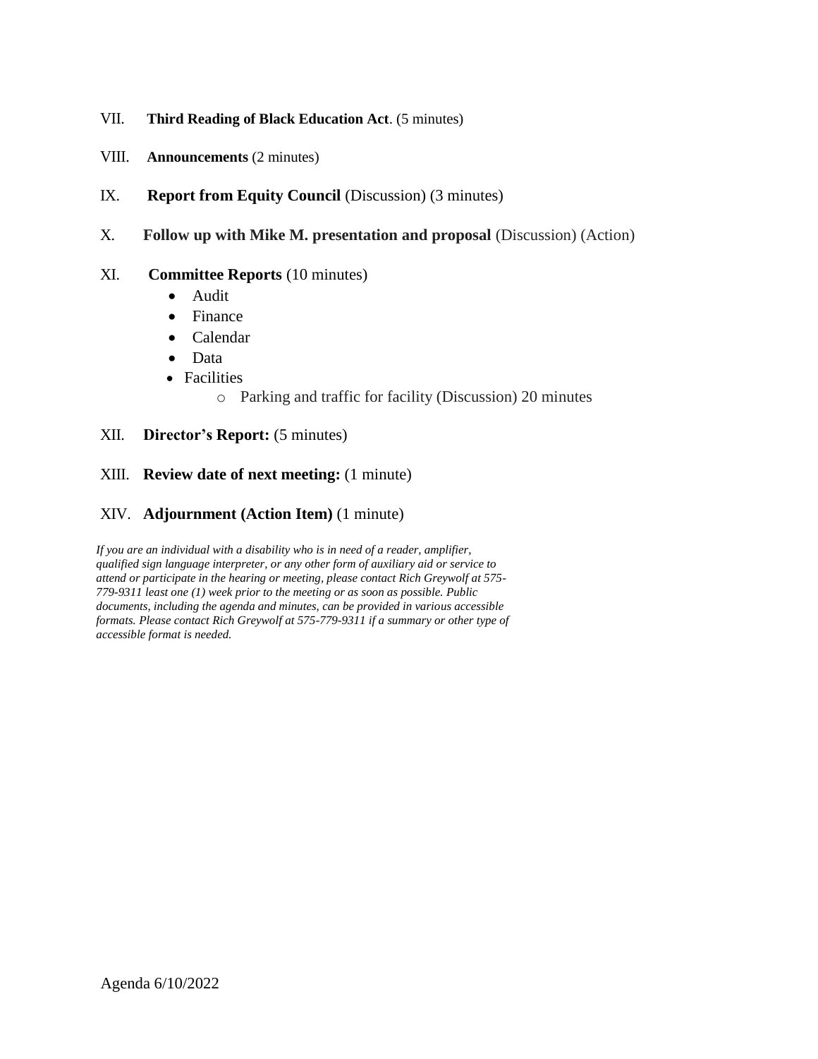VII. **Third Reading of Black Education Act**. (5 minutes)

VIII. **Announcements** (2 minutes)

IX. **Report from Equity Council** (Discussion) (3 minutes)

X. **Follow up with Mike M. presentation and proposal** (Discussion) (Action)

XI. **Committee Reports** (10 minutes)

- Audit
- Finance
- Calendar
- Data
- Facilities
  - Parking and traffic for facility (Discussion) 20 minutes

XII. **Director's Report:** (5 minutes)

XIII. **Review date of next meeting:** (1 minute)

XIV. **Adjournment (Action Item)** (1 minute)

*If you are an individual with a disability who is in need of a reader, amplifier, qualified sign language interpreter, or any other form of auxiliary aid or service to attend or participate in the hearing or meeting, please contact Rich Greywolf at 575-779-9311 least one (1) week prior to the meeting or as soon as possible. Public documents, including the agenda and minutes, can be provided in various accessible formats. Please contact Rich Greywolf at 575-779-9311 if a summary or other type of accessible format is needed.*

Agenda 6/10/2022